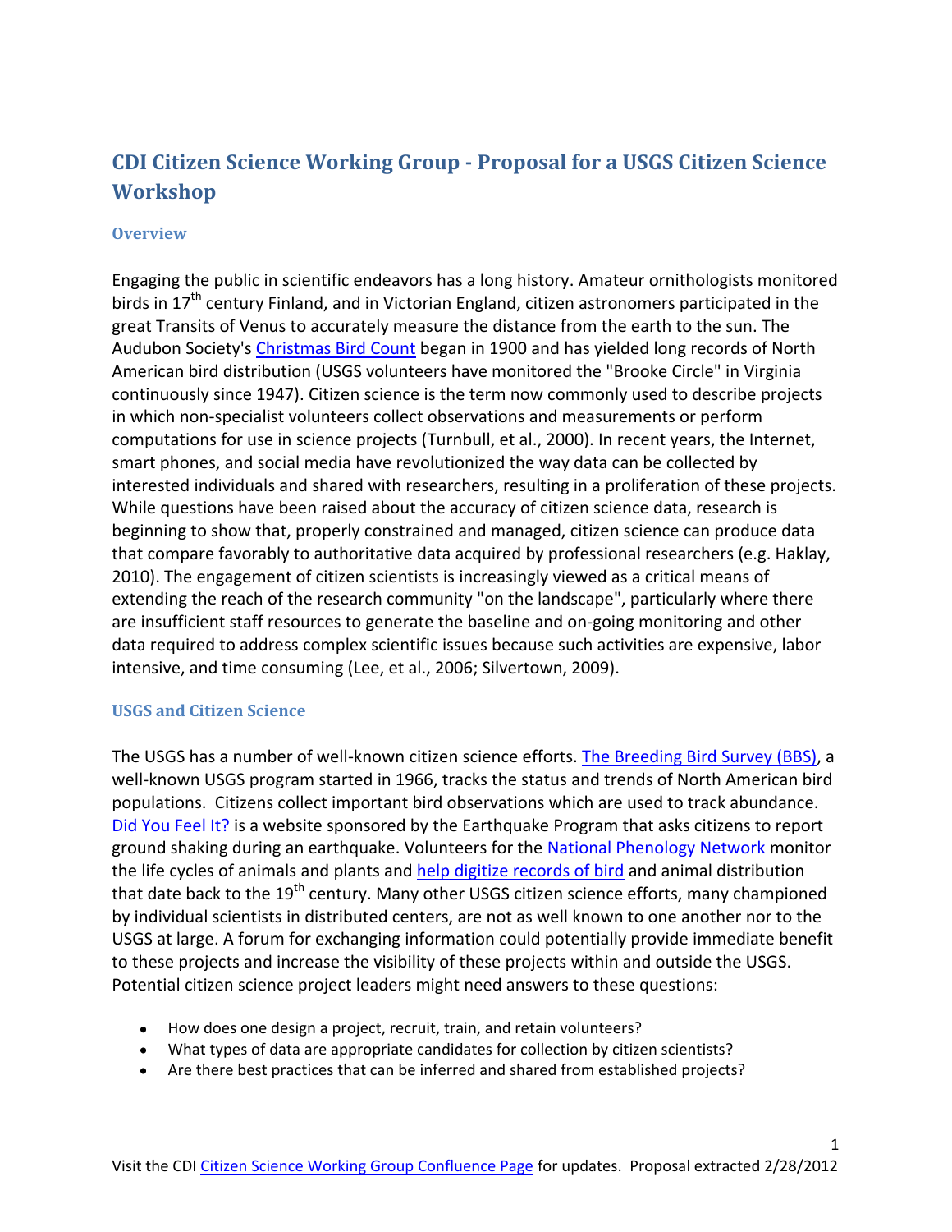# CDI Citizen Science Working Group - Proposal for a USGS Citizen Science Workshop

## Overview

Engaging the public in scientific endeavors has a long history. Amateur ornithologists monitored birds in 17th century Finland, and in Victorian England, citizen astronomers participated in the great Transits of Venus to accurately measure the distance from the earth to the sun. The Audubon Society's Christmas Bird Count began in 1900 and has yielded long records of North American bird distribution (USGS volunteers have monitored the "Brooke Circle" in Virginia continuously since 1947). Citizen science is the term now commonly used to describe projects in which non-specialist volunteers collect observations and measurements or perform computations for use in science projects (Turnbull, et al., 2000). In recent years, the Internet, smart phones, and social media have revolutionized the way data can be collected by interested individuals and shared with researchers, resulting in a proliferation of these projects. While questions have been raised about the accuracy of citizen science data, research is beginning to show that, properly constrained and managed, citizen science can produce data that compare favorably to authoritative data acquired by professional researchers (e.g. Haklay, 2010). The engagement of citizen scientists is increasingly viewed as a critical means of extending the reach of the research community "on the landscape", particularly where there are insufficient staff resources to generate the baseline and on-going monitoring and other data required to address complex scientific issues because such activities are expensive, labor intensive, and time consuming (Lee, et al., 2006; Silvertown, 2009).

## USGS and Citizen Science

The USGS has a number of well-known citizen science efforts. The Breeding Bird Survey (BBS), a well-known USGS program started in 1966, tracks the status and trends of North American bird populations. Citizens collect important bird observations which are used to track abundance. Did You Feel It? is a website sponsored by the Earthquake Program that asks citizens to report ground shaking during an earthquake. Volunteers for the National Phenology Network monitor the life cycles of animals and plants and help digitize records of bird and animal distribution that date back to the 19th century. Many other USGS citizen science efforts, many championed by individual scientists in distributed centers, are not as well known to one another nor to the USGS at large. A forum for exchanging information could potentially provide immediate benefit to these projects and increase the visibility of these projects within and outside the USGS. Potential citizen science project leaders might need answers to these questions:

- How does one design a project, recruit, train, and retain volunteers?
- What types of data are appropriate candidates for collection by citizen scientists?
- Are there best practices that can be inferred and shared from established projects?

Visit the CDI Citizen Science Working Group Confluence Page for updates. Proposal extracted 2/28/2012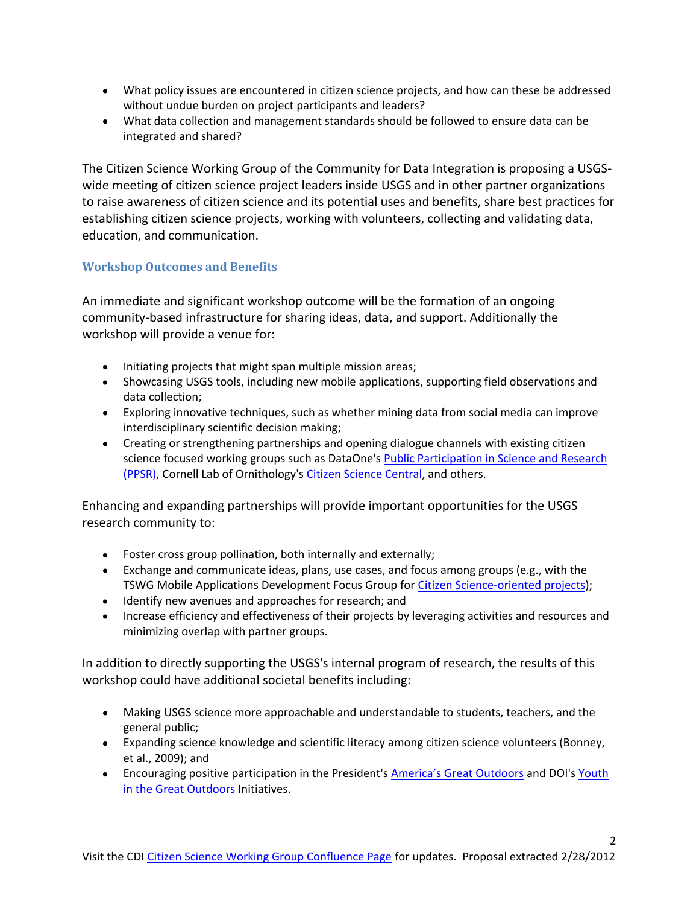- What policy issues are encountered in citizen science projects, and how can these be addressed without undue burden on project participants and leaders?
- What data collection and management standards should be followed to ensure data can be integrated and shared?

The Citizen Science Working Group of the Community for Data Integration is proposing a USGS-wide meeting of citizen science project leaders inside USGS and in other partner organizations to raise awareness of citizen science and its potential uses and benefits, share best practices for establishing citizen science projects, working with volunteers, collecting and validating data, education, and communication.

### Workshop Outcomes and Benefits

An immediate and significant workshop outcome will be the formation of an ongoing community-based infrastructure for sharing ideas, data, and support. Additionally the workshop will provide a venue for:

- Initiating projects that might span multiple mission areas;
- Showcasing USGS tools, including new mobile applications, supporting field observations and data collection;
- Exploring innovative techniques, such as whether mining data from social media can improve interdisciplinary scientific decision making;
- Creating or strengthening partnerships and opening dialogue channels with existing citizen science focused working groups such as DataOne's Public Participation in Science and Research (PPSR), Cornell Lab of Ornithology's Citizen Science Central, and others.

Enhancing and expanding partnerships will provide important opportunities for the USGS research community to:

- Foster cross group pollination, both internally and externally;
- Exchange and communicate ideas, plans, use cases, and focus among groups (e.g., with the TSWG Mobile Applications Development Focus Group for Citizen Science-oriented projects);
- Identify new avenues and approaches for research; and
- Increase efficiency and effectiveness of their projects by leveraging activities and resources and minimizing overlap with partner groups.

In addition to directly supporting the USGS's internal program of research, the results of this workshop could have additional societal benefits including:

- Making USGS science more approachable and understandable to students, teachers, and the general public;
- Expanding science knowledge and scientific literacy among citizen science volunteers (Bonney, et al., 2009); and
- Encouraging positive participation in the President's America's Great Outdoors and DOI's Youth in the Great Outdoors Initiatives.

Visit the CDI Citizen Science Working Group Confluence Page for updates. Proposal extracted 2/28/2012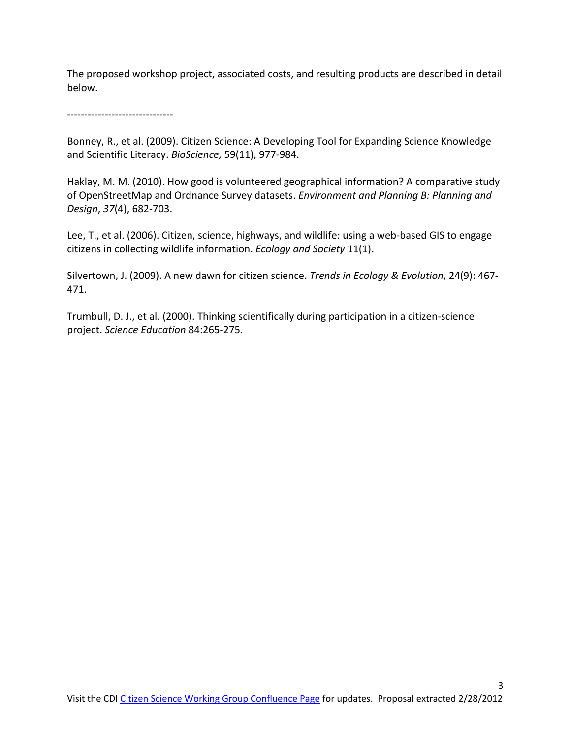The proposed workshop project, associated costs, and resulting products are described in detail below.

-------------------------------

Bonney, R., et al. (2009). Citizen Science: A Developing Tool for Expanding Science Knowledge and Scientific Literacy. *BioScience,* 59(11), 977-984.

Haklay, M. M. (2010). How good is volunteered geographical information? A comparative study of OpenStreetMap and Ordnance Survey datasets. *Environment and Planning B: Planning and Design*, *37*(4), 682-703.

Lee, T., et al. (2006). Citizen, science, highways, and wildlife: using a web-based GIS to engage citizens in collecting wildlife information. *Ecology and Society* 11(1).

Silvertown, J. (2009). A new dawn for citizen science. *Trends in Ecology & Evolution*, 24(9): 467-471.

Trumbull, D. J., et al. (2000). Thinking scientifically during participation in a citizen-science project. *Science Education* 84:265-275.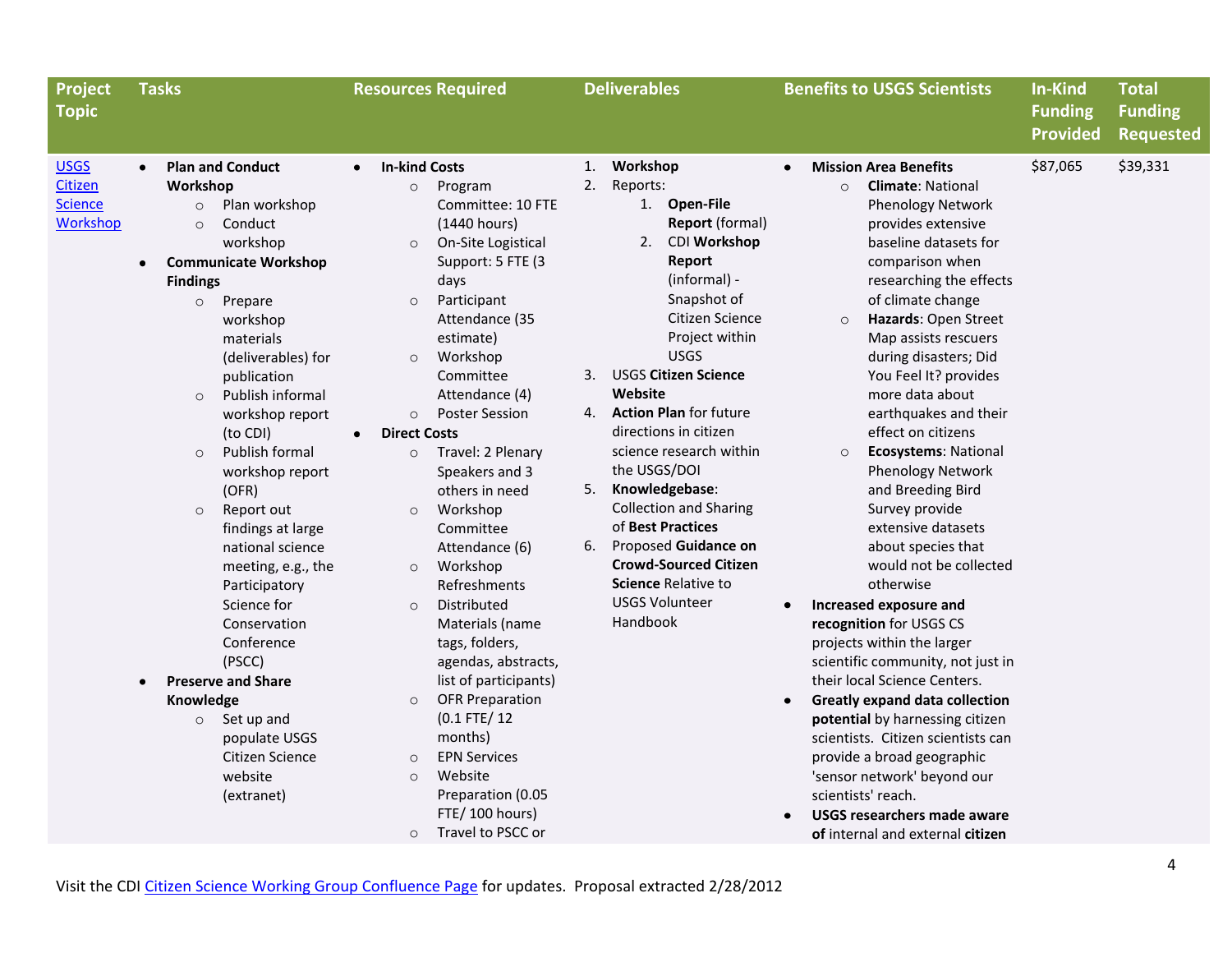| Project Topic | Tasks | Resources Required | Deliverables | Benefits to USGS Scientists | In-Kind Funding Provided | Total Funding Requested |
|---|---|---|---|---|---|---|
| [USGS Citizen Science Workshop]() | • **Plan and Conduct Workshop**<br>  ○ Plan workshop<br>  ○ Conduct workshop<br>• **Communicate Workshop Findings**<br>  ○ Prepare workshop materials (deliverables) for publication<br>  ○ Publish informal workshop report (to CDI)<br>  ○ Publish formal workshop report (OFR)<br>  ○ Report out findings at large national science meeting, e.g., the Participatory Science for Conservation Conference (PSCC)<br>• **Preserve and Share Knowledge**<br>  ○ Set up and populate USGS Citizen Science website (extranet) | • **In-kind Costs**<br>  ○ Program Committee: 10 FTE (1440 hours)<br>  ○ On-Site Logistical Support: 5 FTE (3 days<br>  ○ Participant Attendance (35 estimate)<br>  ○ Workshop Committee Attendance (4)<br>  ○ Poster Session<br>• **Direct Costs**<br>  ○ Travel: 2 Plenary Speakers and 3 others in need<br>  ○ Workshop Committee Attendance (6)<br>  ○ Workshop Refreshments<br>  ○ Distributed Materials (name tags, folders, agendas, abstracts, list of participants)<br>  ○ OFR Preparation (0.1 FTE/ 12 months)<br>  ○ EPN Services<br>  ○ Website Preparation (0.05 FTE/ 100 hours)<br>  ○ Travel to PSCC or | 1. **Workshop**<br>2. Reports:<br>  1. **Open-File Report** (formal)<br>  2. CDI **Workshop Report** (informal) - Snapshot of Citizen Science Project within USGS<br>3. USGS **Citizen Science Website**<br>4. **Action Plan** for future directions in citizen science research within the USGS/DOI<br>5. **Knowledgebase**: Collection and Sharing of **Best Practices**<br>6. Proposed **Guidance on Crowd-Sourced Citizen Science** Relative to USGS Volunteer Handbook | • **Mission Area Benefits**<br>  ○ **Climate**: National Phenology Network provides extensive baseline datasets for comparison when researching the effects of climate change<br>  ○ **Hazards**: Open Street Map assists rescuers during disasters; Did You Feel It? provides more data about earthquakes and their effect on citizens<br>  ○ **Ecosystems**: National Phenology Network and Breeding Bird Survey provide extensive datasets about species that would not be collected otherwise<br>• **Increased exposure and recognition** for USGS CS projects within the larger scientific community, not just in their local Science Centers.<br>• **Greatly expand data collection potential** by harnessing citizen scientists. Citizen scientists can provide a broad geographic 'sensor network' beyond our scientists' reach.<br>• **USGS researchers made aware of** internal and external **citizen** | $87,065 | $39,331 |

Visit the CDI [Citizen Science Working Group Confluence Page]() for updates. Proposal extracted 2/28/2012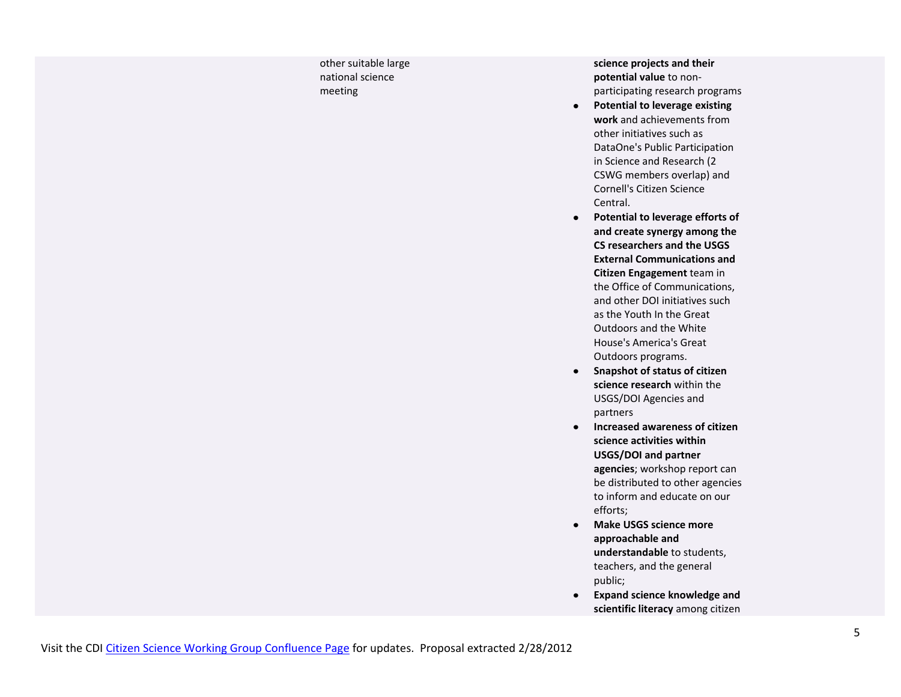| | | | |
|---|---|---|---|
| | other suitable large national science meeting | | **science projects and their potential value** to non-participating research programs<br>• **Potential to leverage existing work** and achievements from other initiatives such as DataOne's Public Participation in Science and Research (2 CSWG members overlap) and Cornell's Citizen Science Central.<br>• **Potential to leverage efforts of and create synergy among the CS researchers and the USGS External Communications and Citizen Engagement** team in the Office of Communications, and other DOI initiatives such as the Youth In the Great Outdoors and the White House's America's Great Outdoors programs.<br>• **Snapshot of status of citizen science research** within the USGS/DOI Agencies and partners<br>• **Increased awareness of citizen science activities within USGS/DOI and partner agencies**; workshop report can be distributed to other agencies to inform and educate on our efforts;<br>• **Make USGS science more approachable and understandable** to students, teachers, and the general public;<br>• **Expand science knowledge and scientific literacy** among citizen |

Visit the CDI Citizen Science Working Group Confluence Page for updates. Proposal extracted 2/28/2012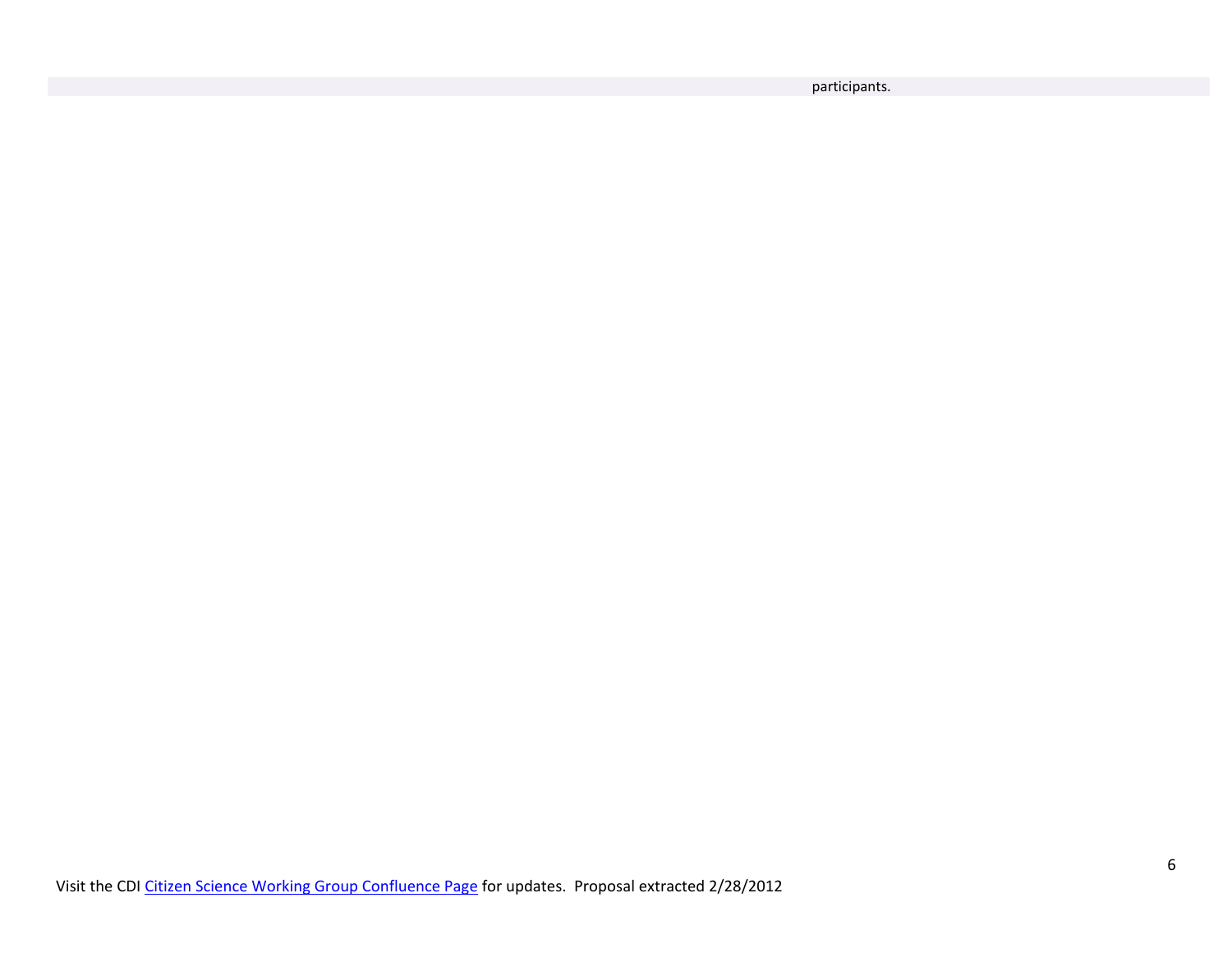participants.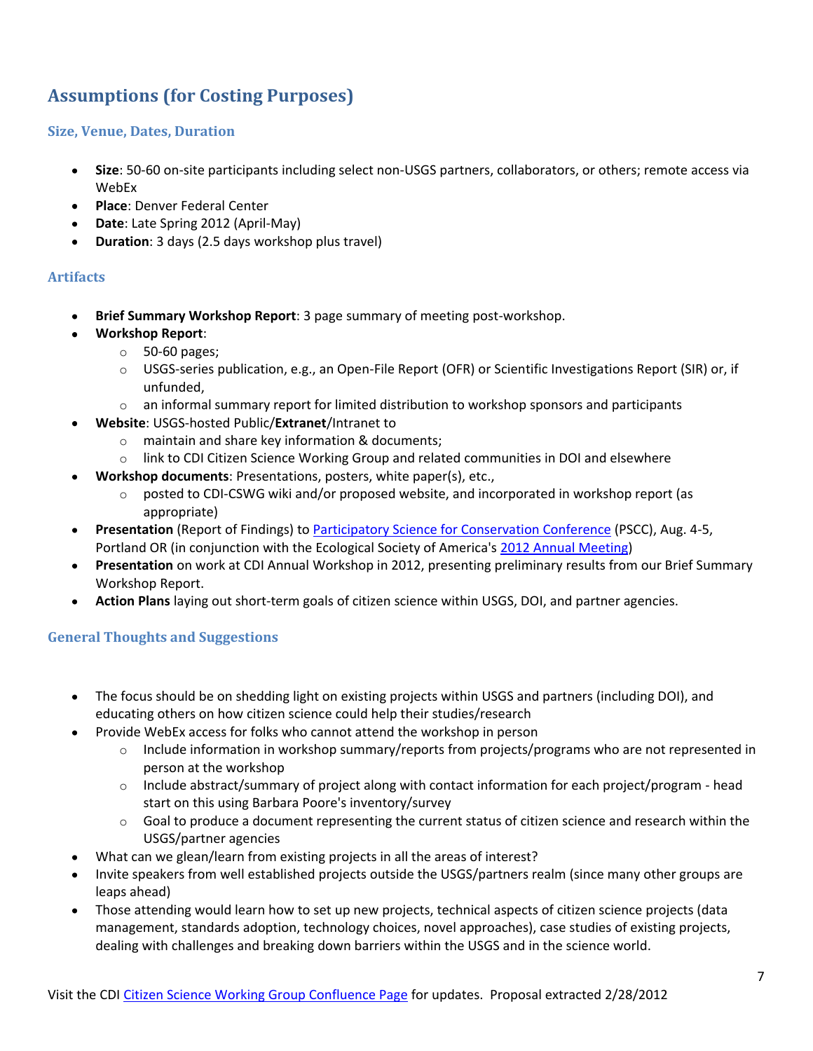## Assumptions (for Costing Purposes)

### Size, Venue, Dates, Duration

- **Size**: 50-60 on-site participants including select non-USGS partners, collaborators, or others; remote access via WebEx
- **Place**: Denver Federal Center
- **Date**: Late Spring 2012 (April-May)
- **Duration**: 3 days (2.5 days workshop plus travel)

### Artifacts

- **Brief Summary Workshop Report**: 3 page summary of meeting post-workshop.
- **Workshop Report**:
  - 50-60 pages;
  - USGS-series publication, e.g., an Open-File Report (OFR) or Scientific Investigations Report (SIR) or, if unfunded,
  - an informal summary report for limited distribution to workshop sponsors and participants
- **Website**: USGS-hosted Public/**Extranet**/Intranet to
  - maintain and share key information & documents;
  - link to CDI Citizen Science Working Group and related communities in DOI and elsewhere
- **Workshop documents**: Presentations, posters, white paper(s), etc.,
  - posted to CDI-CSWG wiki and/or proposed website, and incorporated in workshop report (as appropriate)
- **Presentation** (Report of Findings) to Participatory Science for Conservation Conference (PSCC), Aug. 4-5, Portland OR (in conjunction with the Ecological Society of America's 2012 Annual Meeting)
- **Presentation** on work at CDI Annual Workshop in 2012, presenting preliminary results from our Brief Summary Workshop Report.
- **Action Plans** laying out short-term goals of citizen science within USGS, DOI, and partner agencies.

### General Thoughts and Suggestions

- The focus should be on shedding light on existing projects within USGS and partners (including DOI), and educating others on how citizen science could help their studies/research
- Provide WebEx access for folks who cannot attend the workshop in person
  - Include information in workshop summary/reports from projects/programs who are not represented in person at the workshop
  - Include abstract/summary of project along with contact information for each project/program - head start on this using Barbara Poore's inventory/survey
  - Goal to produce a document representing the current status of citizen science and research within the USGS/partner agencies
- What can we glean/learn from existing projects in all the areas of interest?
- Invite speakers from well established projects outside the USGS/partners realm (since many other groups are leaps ahead)
- Those attending would learn how to set up new projects, technical aspects of citizen science projects (data management, standards adoption, technology choices, novel approaches), case studies of existing projects, dealing with challenges and breaking down barriers within the USGS and in the science world.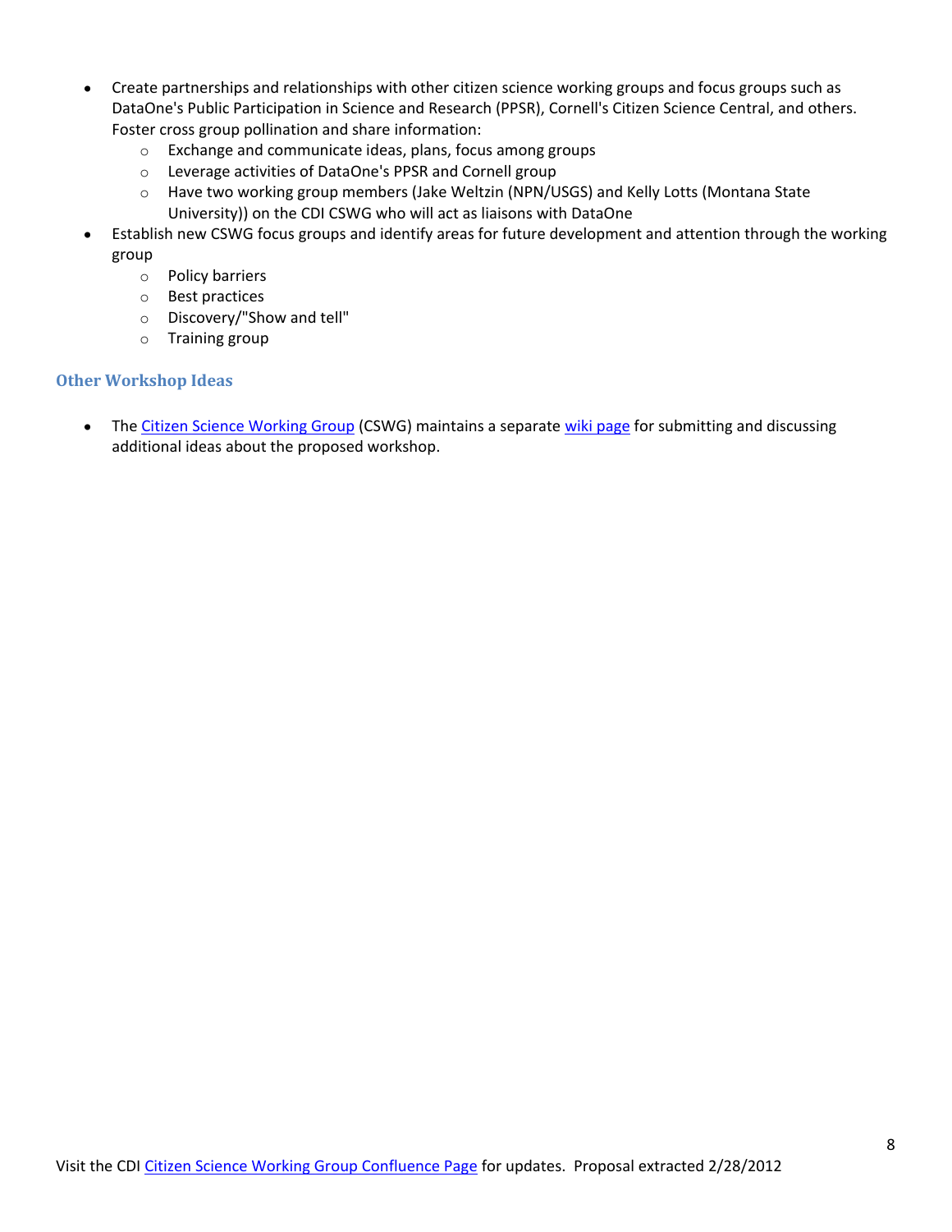- Create partnerships and relationships with other citizen science working groups and focus groups such as DataOne's Public Participation in Science and Research (PPSR), Cornell's Citizen Science Central, and others. Foster cross group pollination and share information:
  - Exchange and communicate ideas, plans, focus among groups
  - Leverage activities of DataOne's PPSR and Cornell group
  - Have two working group members (Jake Weltzin (NPN/USGS) and Kelly Lotts (Montana State University)) on the CDI CSWG who will act as liaisons with DataOne
- Establish new CSWG focus groups and identify areas for future development and attention through the working group
  - Policy barriers
  - Best practices
  - Discovery/"Show and tell"
  - Training group

### Other Workshop Ideas

- The Citizen Science Working Group (CSWG) maintains a separate wiki page for submitting and discussing additional ideas about the proposed workshop.

Visit the CDI Citizen Science Working Group Confluence Page for updates. Proposal extracted 2/28/2012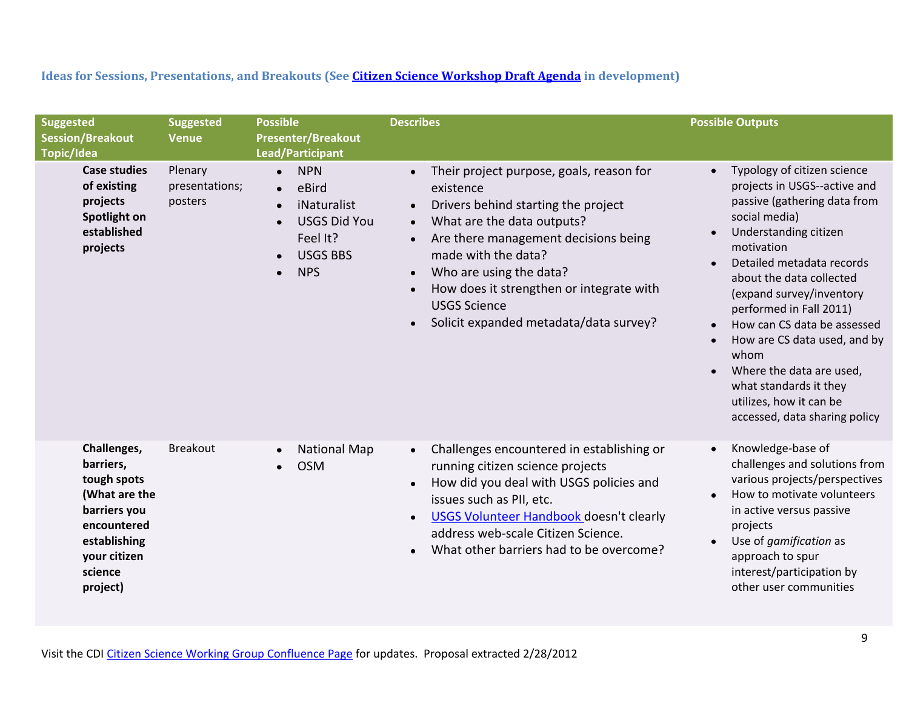### Ideas for Sessions, Presentations, and Breakouts (See Citizen Science Workshop Draft Agenda in development)

| Suggested Session/Breakout Topic/Idea | Suggested Venue | Possible Presenter/Breakout Lead/Participant | Describes | Possible Outputs |
|---|---|---|---|---|
| **Case studies of existing projects Spotlight on established projects** | Plenary presentations; posters | • NPN<br>• eBird<br>• iNaturalist<br>• USGS Did You Feel It?<br>• USGS BBS<br>• NPS | • Their project purpose, goals, reason for existence<br>• Drivers behind starting the project<br>• What are the data outputs?<br>• Are there management decisions being made with the data?<br>• Who are using the data?<br>• How does it strengthen or integrate with USGS Science<br>• Solicit expanded metadata/data survey? | • Typology of citizen science projects in USGS--active and passive (gathering data from social media)<br>• Understanding citizen motivation<br>• Detailed metadata records about the data collected (expand survey/inventory performed in Fall 2011)<br>• How can CS data be assessed<br>• How are CS data used, and by whom<br>• Where the data are used, what standards it they utilizes, how it can be accessed, data sharing policy |
| **Challenges, barriers, tough spots (What are the barriers you encountered establishing your citizen science project)** | Breakout | • National Map<br>• OSM | • Challenges encountered in establishing or running citizen science projects<br>• How did you deal with USGS policies and issues such as PII, etc.<br>• USGS Volunteer Handbook doesn't clearly address web-scale Citizen Science.<br>• What other barriers had to be overcome? | • Knowledge-base of challenges and solutions from various projects/perspectives<br>• How to motivate volunteers in active versus passive projects<br>• Use of *gamification* as approach to spur interest/participation by other user communities |

Visit the CDI Citizen Science Working Group Confluence Page for updates. Proposal extracted 2/28/2012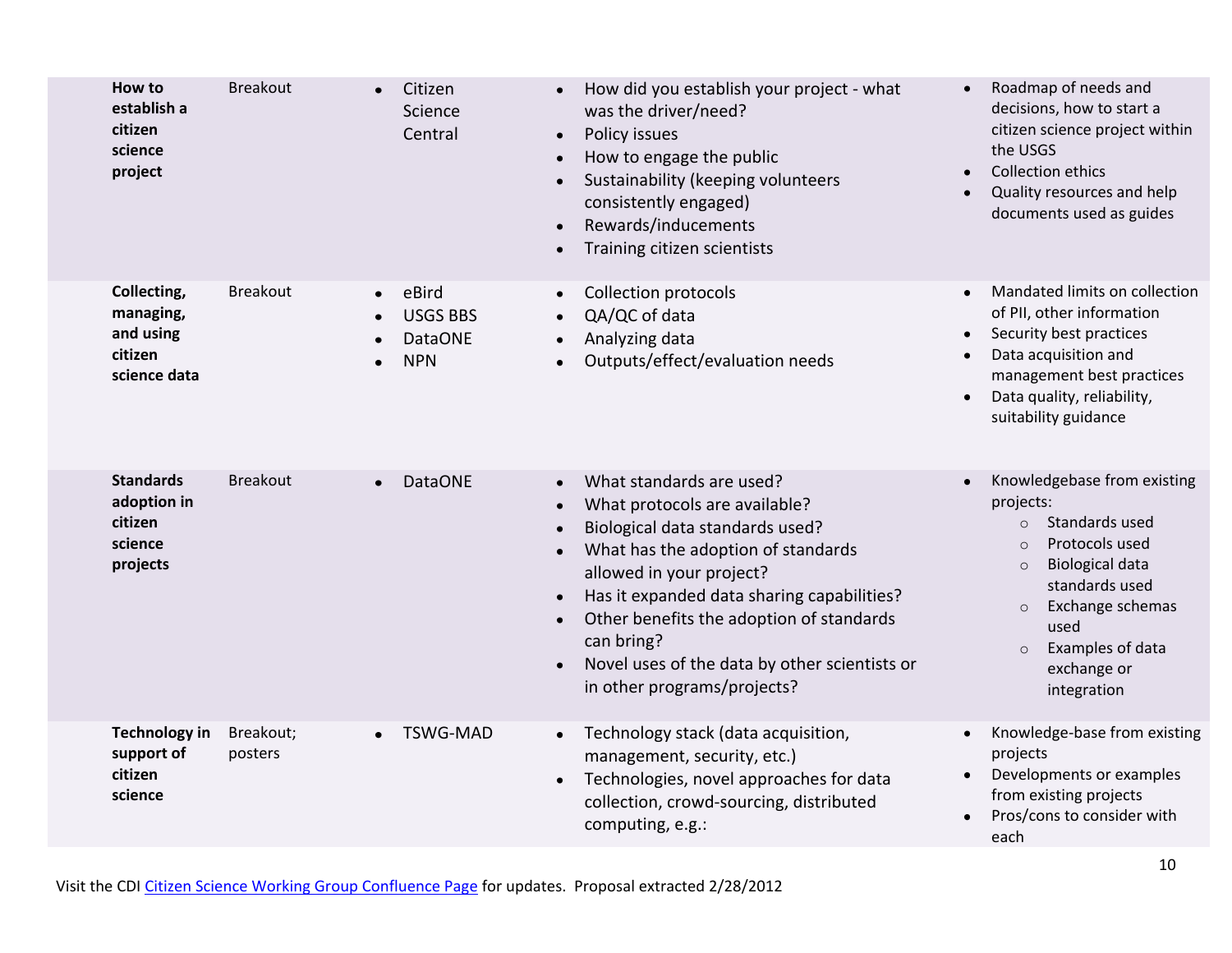| | | | | |
|---|---|---|---|---|
| **How to establish a citizen science project** | Breakout | • Citizen Science Central | • How did you establish your project - what was the driver/need?<br>• Policy issues<br>• How to engage the public<br>• Sustainability (keeping volunteers consistently engaged)<br>• Rewards/inducements<br>• Training citizen scientists | • Roadmap of needs and decisions, how to start a citizen science project within the USGS<br>• Collection ethics<br>• Quality resources and help documents used as guides |
| **Collecting, managing, and using citizen science data** | Breakout | • eBird<br>• USGS BBS<br>• DataONE<br>• NPN | • Collection protocols<br>• QA/QC of data<br>• Analyzing data<br>• Outputs/effect/evaluation needs | • Mandated limits on collection of PII, other information<br>• Security best practices<br>• Data acquisition and management best practices<br>• Data quality, reliability, suitability guidance |
| **Standards adoption in citizen science projects** | Breakout | • DataONE | • What standards are used?<br>• What protocols are available?<br>• Biological data standards used?<br>• What has the adoption of standards allowed in your project?<br>• Has it expanded data sharing capabilities?<br>• Other benefits the adoption of standards can bring?<br>• Novel uses of the data by other scientists or in other programs/projects? | • Knowledgebase from existing projects:<br>  ○ Standards used<br>  ○ Protocols used<br>  ○ Biological data standards used<br>  ○ Exchange schemas used<br>  ○ Examples of data exchange or integration |
| **Technology in support of citizen science** | Breakout; posters | • TSWG-MAD | • Technology stack (data acquisition, management, security, etc.)<br>• Technologies, novel approaches for data collection, crowd-sourcing, distributed computing, e.g.: | • Knowledge-base from existing projects<br>• Developments or examples from existing projects<br>• Pros/cons to consider with each |

Visit the CDI Citizen Science Working Group Confluence Page for updates. Proposal extracted 2/28/2012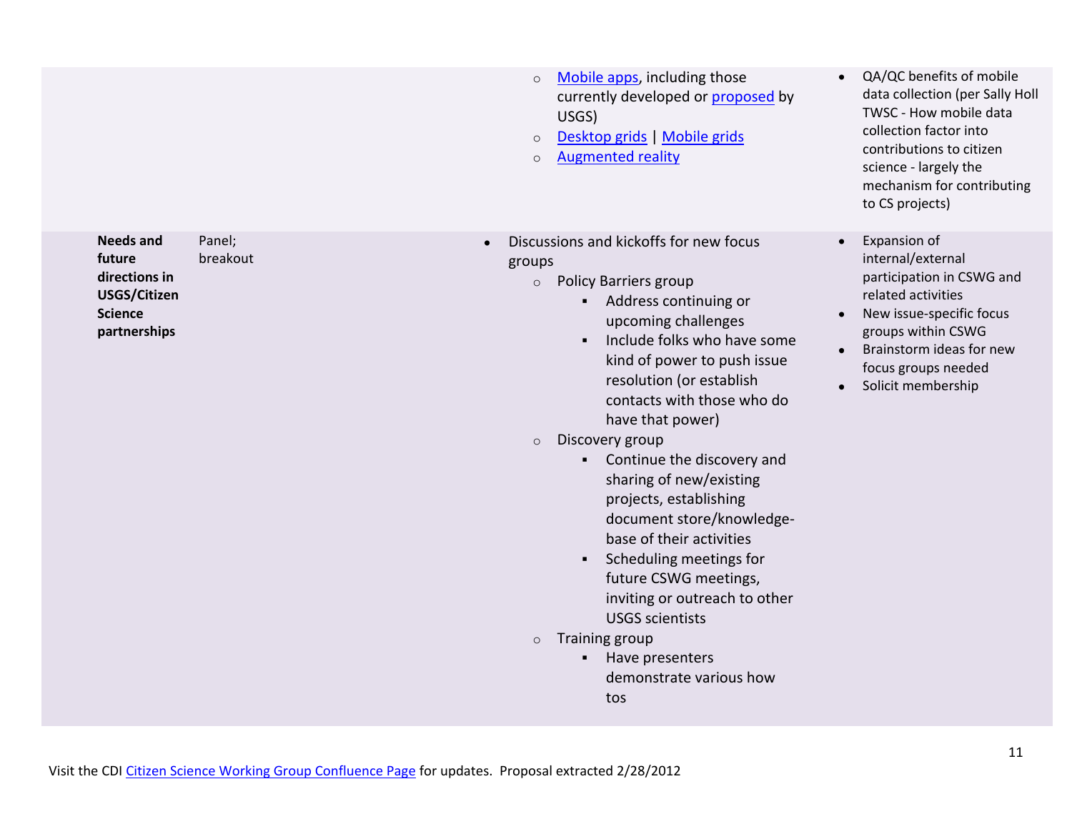| | | | |
|---|---|---|---|
| | | ○ Mobile apps, including those currently developed or proposed by USGS)<br>○ Desktop grids \| Mobile grids<br>○ Augmented reality | • QA/QC benefits of mobile data collection (per Sally Holl TWSC - How mobile data collection factor into contributions to citizen science - largely the mechanism for contributing to CS projects) |
| **Needs and future directions in USGS/Citizen Science partnerships** | Panel; breakout | • Discussions and kickoffs for new focus groups<br>○ Policy Barriers group<br>▪ Address continuing or upcoming challenges<br>▪ Include folks who have some kind of power to push issue resolution (or establish contacts with those who do have that power)<br>○ Discovery group<br>▪ Continue the discovery and sharing of new/existing projects, establishing document store/knowledge-base of their activities<br>▪ Scheduling meetings for future CSWG meetings, inviting or outreach to other USGS scientists<br>○ Training group<br>▪ Have presenters demonstrate various how tos | • Expansion of internal/external participation in CSWG and related activities<br>• New issue-specific focus groups within CSWG<br>• Brainstorm ideas for new focus groups needed<br>• Solicit membership |

Visit the CDI Citizen Science Working Group Confluence Page for updates. Proposal extracted 2/28/2012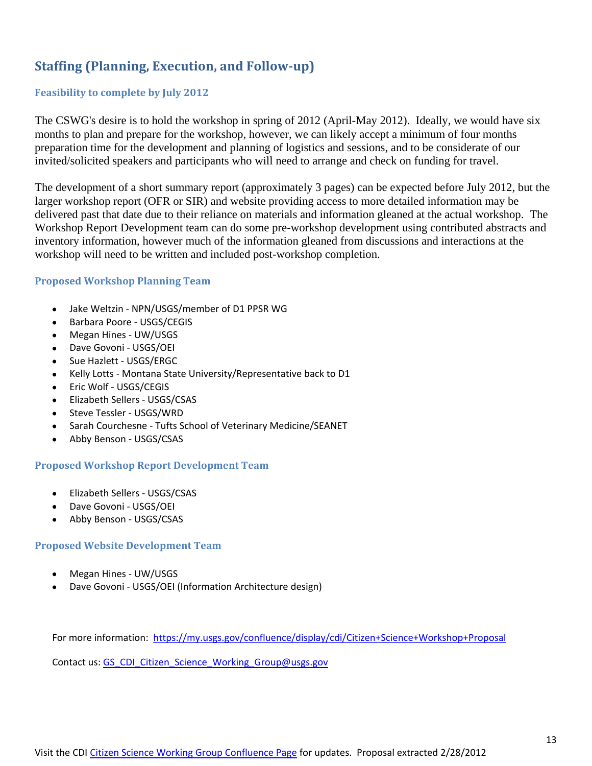## Staffing (Planning, Execution, and Follow-up)

### Feasibility to complete by July 2012

The CSWG's desire is to hold the workshop in spring of 2012 (April-May 2012). Ideally, we would have six months to plan and prepare for the workshop, however, we can likely accept a minimum of four months preparation time for the development and planning of logistics and sessions, and to be considerate of our invited/solicited speakers and participants who will need to arrange and check on funding for travel.

The development of a short summary report (approximately 3 pages) can be expected before July 2012, but the larger workshop report (OFR or SIR) and website providing access to more detailed information may be delivered past that date due to their reliance on materials and information gleaned at the actual workshop. The Workshop Report Development team can do some pre-workshop development using contributed abstracts and inventory information, however much of the information gleaned from discussions and interactions at the workshop will need to be written and included post-workshop completion.

### Proposed Workshop Planning Team

- Jake Weltzin - NPN/USGS/member of D1 PPSR WG
- Barbara Poore - USGS/CEGIS
- Megan Hines - UW/USGS
- Dave Govoni - USGS/OEI
- Sue Hazlett - USGS/ERGC
- Kelly Lotts - Montana State University/Representative back to D1
- Eric Wolf - USGS/CEGIS
- Elizabeth Sellers - USGS/CSAS
- Steve Tessler - USGS/WRD
- Sarah Courchesne - Tufts School of Veterinary Medicine/SEANET
- Abby Benson - USGS/CSAS

### Proposed Workshop Report Development Team

- Elizabeth Sellers - USGS/CSAS
- Dave Govoni - USGS/OEI
- Abby Benson - USGS/CSAS

### Proposed Website Development Team

- Megan Hines - UW/USGS
- Dave Govoni - USGS/OEI (Information Architecture design)

For more information: https://my.usgs.gov/confluence/display/cdi/Citizen+Science+Workshop+Proposal

Contact us: GS_CDI_Citizen_Science_Working_Group@usgs.gov

Visit the CDI Citizen Science Working Group Confluence Page for updates. Proposal extracted 2/28/2012